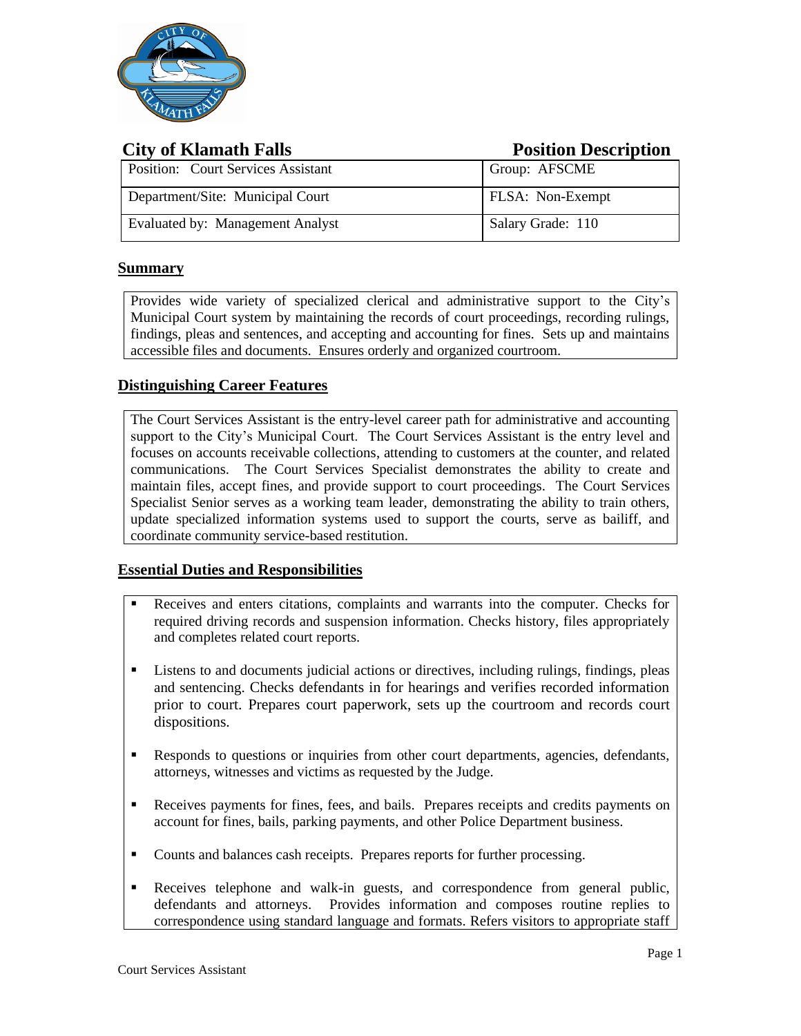## City of Klamath Falls — Position Description

| Position: Court Services Assistant | Group: AFSCME |
| --- | --- |
| Department/Site: Municipal Court | FLSA: Non-Exempt |
| Evaluated by: Management Analyst | Salary Grade: 110 |

### Summary

Provides wide variety of specialized clerical and administrative support to the City's Municipal Court system by maintaining the records of court proceedings, recording rulings, findings, pleas and sentences, and accepting and accounting for fines. Sets up and maintains accessible files and documents. Ensures orderly and organized courtroom.

### Distinguishing Career Features

The Court Services Assistant is the entry-level career path for administrative and accounting support to the City's Municipal Court. The Court Services Assistant is the entry level and focuses on accounts receivable collections, attending to customers at the counter, and related communications. The Court Services Specialist demonstrates the ability to create and maintain files, accept fines, and provide support to court proceedings. The Court Services Specialist Senior serves as a working team leader, demonstrating the ability to train others, update specialized information systems used to support the courts, serve as bailiff, and coordinate community service-based restitution.

### Essential Duties and Responsibilities

- Receives and enters citations, complaints and warrants into the computer. Checks for required driving records and suspension information. Checks history, files appropriately and completes related court reports.
- Listens to and documents judicial actions or directives, including rulings, findings, pleas and sentencing. Checks defendants in for hearings and verifies recorded information prior to court. Prepares court paperwork, sets up the courtroom and records court dispositions.
- Responds to questions or inquiries from other court departments, agencies, defendants, attorneys, witnesses and victims as requested by the Judge.
- Receives payments for fines, fees, and bails. Prepares receipts and credits payments on account for fines, bails, parking payments, and other Police Department business.
- Counts and balances cash receipts. Prepares reports for further processing.
- Receives telephone and walk-in guests, and correspondence from general public, defendants and attorneys. Provides information and composes routine replies to correspondence using standard language and formats. Refers visitors to appropriate staff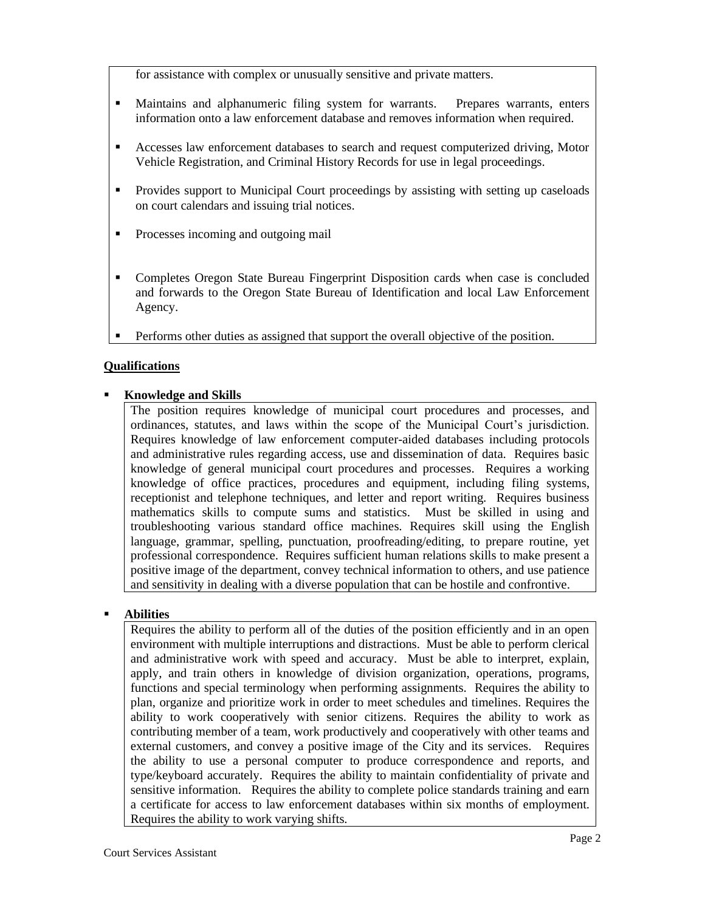for assistance with complex or unusually sensitive and private matters.

- Maintains and alphanumeric filing system for warrants. Prepares warrants, enters information onto a law enforcement database and removes information when required.
- Accesses law enforcement databases to search and request computerized driving, Motor Vehicle Registration, and Criminal History Records for use in legal proceedings.
- Provides support to Municipal Court proceedings by assisting with setting up caseloads on court calendars and issuing trial notices.
- Processes incoming and outgoing mail
- Completes Oregon State Bureau Fingerprint Disposition cards when case is concluded and forwards to the Oregon State Bureau of Identification and local Law Enforcement Agency.
- Performs other duties as assigned that support the overall objective of the position.

## Qualifications

- **Knowledge and Skills**

  The position requires knowledge of municipal court procedures and processes, and ordinances, statutes, and laws within the scope of the Municipal Court's jurisdiction. Requires knowledge of law enforcement computer-aided databases including protocols and administrative rules regarding access, use and dissemination of data. Requires basic knowledge of general municipal court procedures and processes. Requires a working knowledge of office practices, procedures and equipment, including filing systems, receptionist and telephone techniques, and letter and report writing. Requires business mathematics skills to compute sums and statistics. Must be skilled in using and troubleshooting various standard office machines. Requires skill using the English language, grammar, spelling, punctuation, proofreading/editing, to prepare routine, yet professional correspondence. Requires sufficient human relations skills to make present a positive image of the department, convey technical information to others, and use patience and sensitivity in dealing with a diverse population that can be hostile and confrontive.

- **Abilities**

  Requires the ability to perform all of the duties of the position efficiently and in an open environment with multiple interruptions and distractions. Must be able to perform clerical and administrative work with speed and accuracy. Must be able to interpret, explain, apply, and train others in knowledge of division organization, operations, programs, functions and special terminology when performing assignments. Requires the ability to plan, organize and prioritize work in order to meet schedules and timelines. Requires the ability to work cooperatively with senior citizens. Requires the ability to work as contributing member of a team, work productively and cooperatively with other teams and external customers, and convey a positive image of the City and its services. Requires the ability to use a personal computer to produce correspondence and reports, and type/keyboard accurately. Requires the ability to maintain confidentiality of private and sensitive information. Requires the ability to complete police standards training and earn a certificate for access to law enforcement databases within six months of employment. Requires the ability to work varying shifts.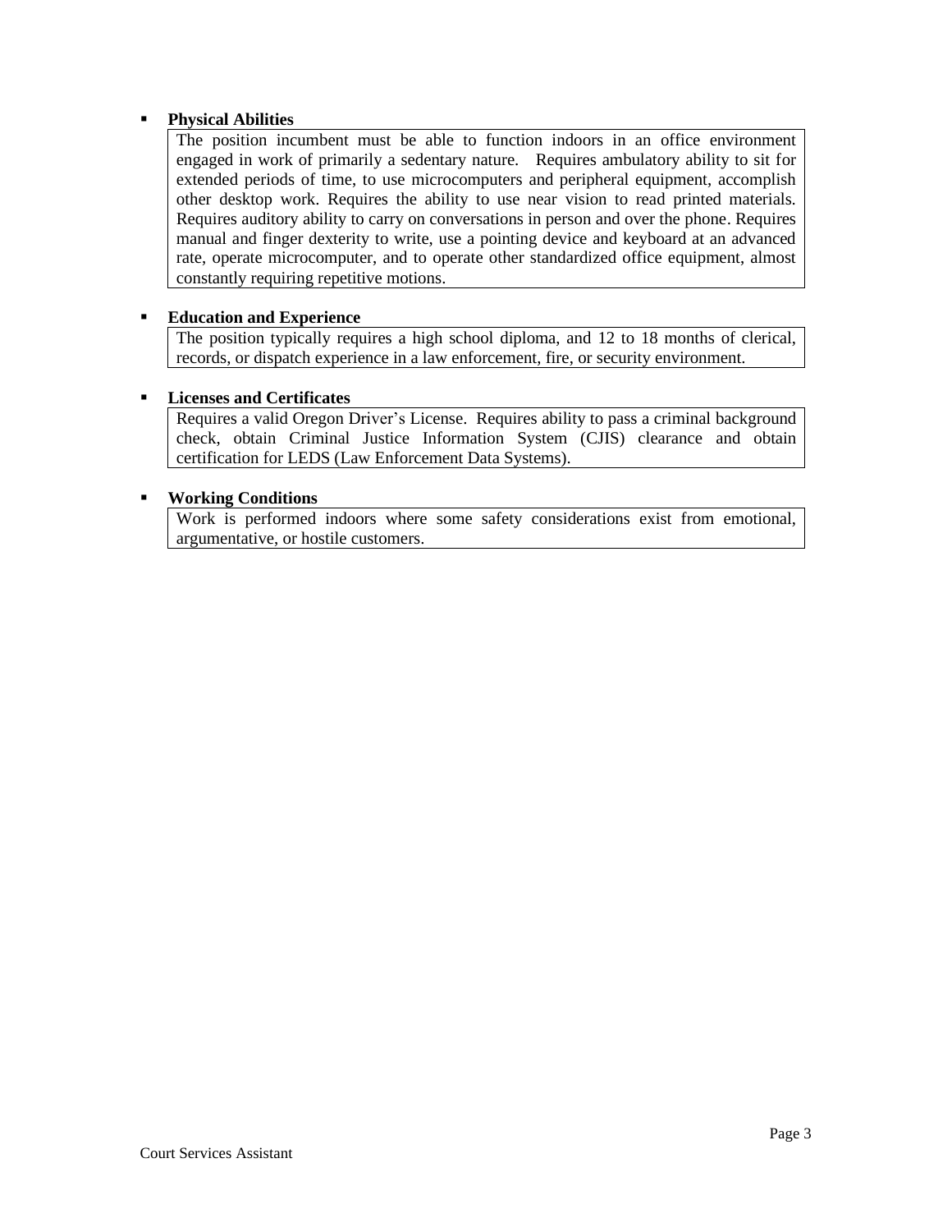- **Physical Abilities**

  The position incumbent must be able to function indoors in an office environment engaged in work of primarily a sedentary nature. Requires ambulatory ability to sit for extended periods of time, to use microcomputers and peripheral equipment, accomplish other desktop work. Requires the ability to use near vision to read printed materials. Requires auditory ability to carry on conversations in person and over the phone. Requires manual and finger dexterity to write, use a pointing device and keyboard at an advanced rate, operate microcomputer, and to operate other standardized office equipment, almost constantly requiring repetitive motions.

- **Education and Experience**

  The position typically requires a high school diploma, and 12 to 18 months of clerical, records, or dispatch experience in a law enforcement, fire, or security environment.

- **Licenses and Certificates**

  Requires a valid Oregon Driver's License. Requires ability to pass a criminal background check, obtain Criminal Justice Information System (CJIS) clearance and obtain certification for LEDS (Law Enforcement Data Systems).

- **Working Conditions**

  Work is performed indoors where some safety considerations exist from emotional, argumentative, or hostile customers.